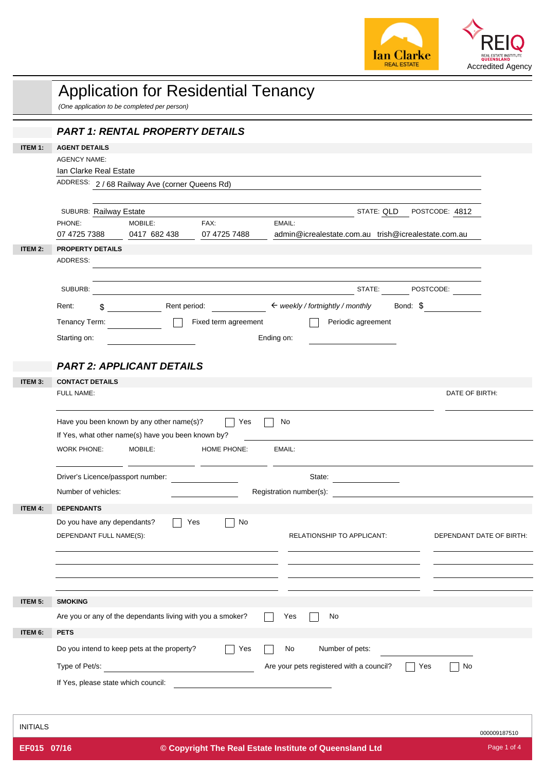Ian Clarke REAL ESTATE

REIQ REAL ESTATE INSTITUTE QUEENSLAND Accredited Agency

# Application for Residential Tenancy

*(One application to be completed per person)*

## *PART 1: RENTAL PROPERTY DETAILS*

**ITEM 1: AGENT DETAILS**

AGENCY NAME: Ian Clarke Real Estate

ADDRESS: 2 / 68 Railway Ave (corner Queens Rd)

SUBURB: Railway Estate STATE: QLD POSTCODE: 4812

PHONE: 07 4725 7388 MOBILE: 0417 682 438 FAX: 07 4725 7488 EMAIL: admin@icrealestate.com.au trish@icrealestate.com.au

**ITEM 2: PROPERTY DETAILS**

ADDRESS: ____________________

SUBURB: ____________________ STATE: ________ POSTCODE: ________

Rent: $ ________ Rent period: ________ ← *weekly / fortnightly / monthly* Bond: $ ________

Tenancy Term: ________ ☐ Fixed term agreement ☐ Periodic agreement

Starting on: ________ Ending on: ________

## *PART 2: APPLICANT DETAILS*

**ITEM 3: CONTACT DETAILS**

FULL NAME: ____________________ DATE OF BIRTH: ________

Have you been known by any other name(s)? ☐ Yes ☐ No

If Yes, what other name(s) have you been known by? ____________________

WORK PHONE: ________ MOBILE: ________ HOME PHONE: ________ EMAIL: ________

Driver's Licence/passport number: ________ State: ________

Number of vehicles: ________ Registration number(s): ________

**ITEM 4: DEPENDANTS**

Do you have any dependants? ☐ Yes ☐ No

| DEPENDANT FULL NAME(S): | RELATIONSHIP TO APPLICANT: | DEPENDANT DATE OF BIRTH: |
|---|---|---|
| | | |
| | | |
| | | |

**ITEM 5: SMOKING**

Are you or any of the dependants living with you a smoker? ☐ Yes ☐ No

**ITEM 6: PETS**

Do you intend to keep pets at the property? ☐ Yes ☐ No Number of pets: ________

Type of Pet/s: ________ Are your pets registered with a council? ☐ Yes ☐ No

If Yes, please state which council: ________

INITIALS

000009187510

EF015 07/16 © Copyright The Real Estate Institute of Queensland Ltd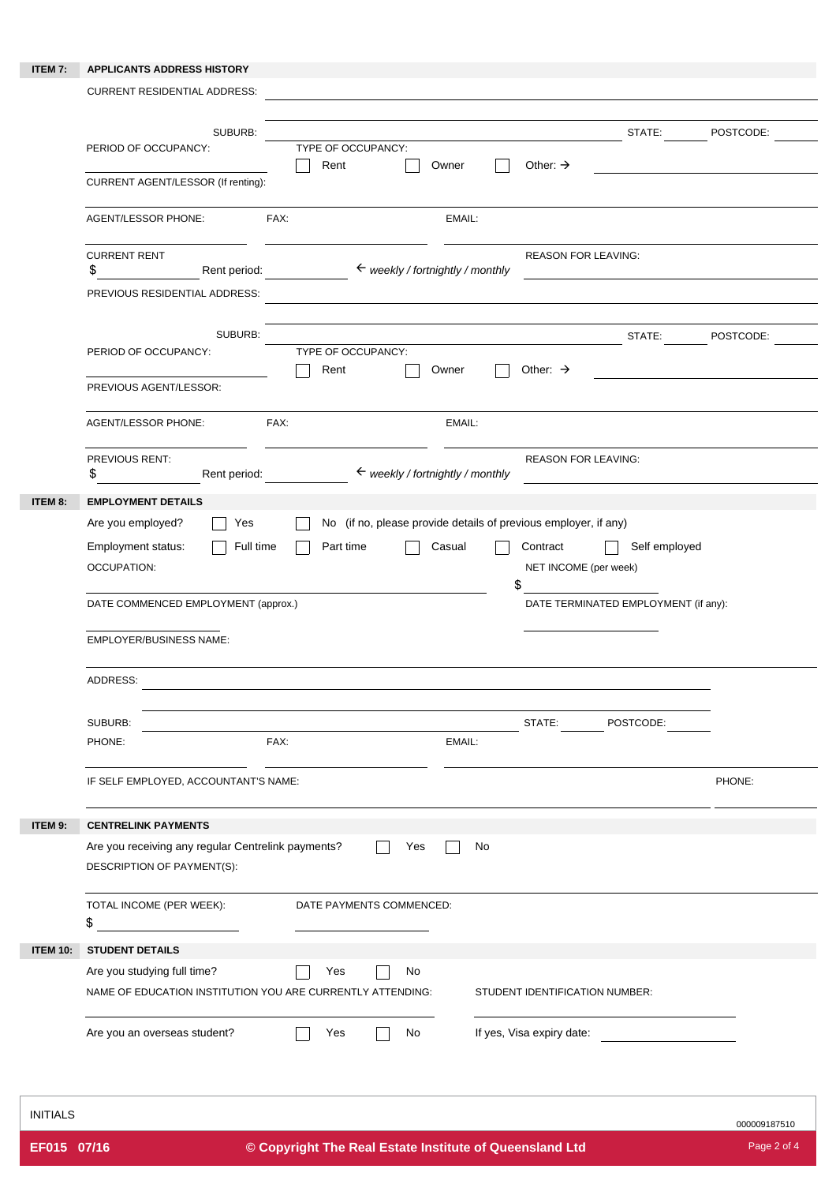## ITEM 7: APPLICANTS ADDRESS HISTORY

CURRENT RESIDENTIAL ADDRESS: ______________________________

SUBURB: ______________________ STATE: ______ POSTCODE: ______

PERIOD OF OCCUPANCY: ______________ TYPE OF OCCUPANCY: ☐ Rent ☐ Owner ☐ Other: → ______________

CURRENT AGENT/LESSOR (If renting): ______________________________

AGENT/LESSOR PHONE: ______________ FAX: ______________ EMAIL: ______________

CURRENT RENT $ ______________ Rent period: ______________ ← *weekly / fortnightly / monthly*

REASON FOR LEAVING: ______________________________

PREVIOUS RESIDENTIAL ADDRESS: ______________________________

SUBURB: ______________________ STATE: ______ POSTCODE: ______

PERIOD OF OCCUPANCY: ______________ TYPE OF OCCUPANCY: ☐ Rent ☐ Owner ☐ Other: → ______________

PREVIOUS AGENT/LESSOR: ______________________________

AGENT/LESSOR PHONE: ______________ FAX: ______________ EMAIL: ______________

PREVIOUS RENT: $ ______________ Rent period: ______________ ← *weekly / fortnightly / monthly*

REASON FOR LEAVING: ______________________________

## ITEM 8: EMPLOYMENT DETAILS

Are you employed? ☐ Yes ☐ No (if no, please provide details of previous employer, if any)

Employment status: ☐ Full time ☐ Part time ☐ Casual ☐ Contract ☐ Self employed

OCCUPATION: ______________________________

NET INCOME (per week) $ ______________

DATE COMMENCED EMPLOYMENT (approx.) ______________

DATE TERMINATED EMPLOYMENT (if any): ______________

EMPLOYER/BUSINESS NAME: ______________________________

ADDRESS: ______________________________

SUBURB: ______________________ STATE: ______ POSTCODE: ______

PHONE: ______________ FAX: ______________ EMAIL: ______________

IF SELF EMPLOYED, ACCOUNTANT'S NAME: ______________________________ PHONE: ______________

## ITEM 9: CENTRELINK PAYMENTS

Are you receiving any regular Centrelink payments? ☐ Yes ☐ No

DESCRIPTION OF PAYMENT(S): ______________________________

TOTAL INCOME (PER WEEK): $ ______________

DATE PAYMENTS COMMENCED: ______________

## ITEM 10: STUDENT DETAILS

Are you studying full time? ☐ Yes ☐ No

NAME OF EDUCATION INSTITUTION YOU ARE CURRENTLY ATTENDING: ______________________________

STUDENT IDENTIFICATION NUMBER: ______________________________

Are you an overseas student? ☐ Yes ☐ No If yes, Visa expiry date: ______________

INITIALS

000009187510

EF015 07/16 © Copyright The Real Estate Institute of Queensland Ltd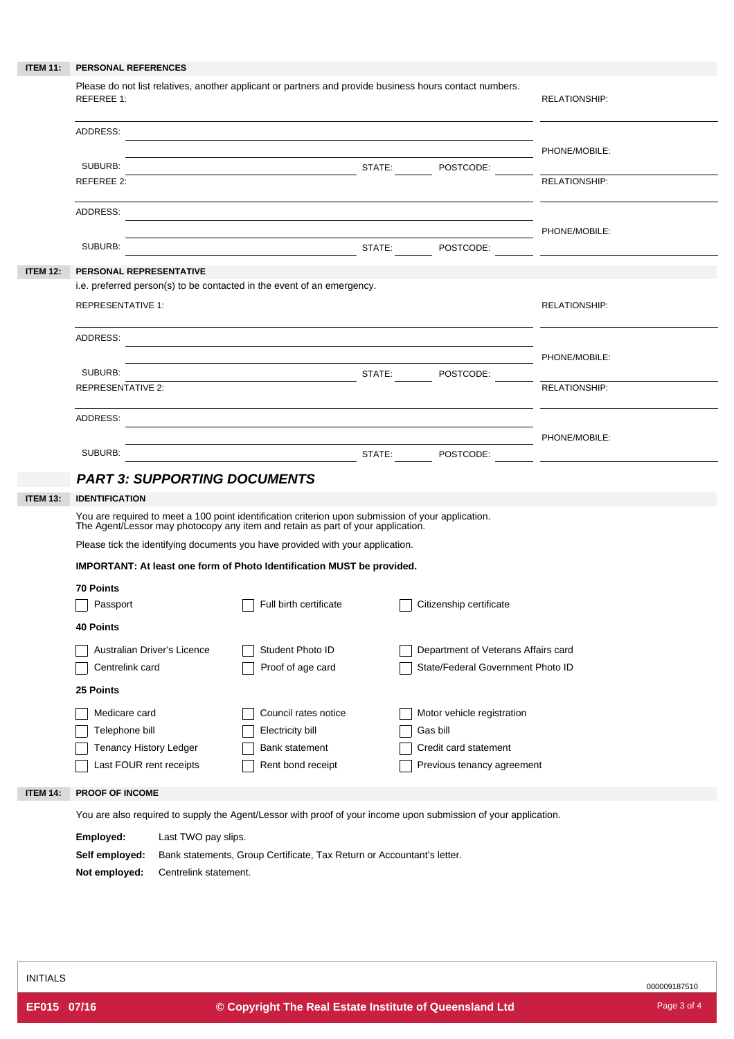**ITEM 11: PERSONAL REFERENCES**

Please do not list relatives, another applicant or partners and provide business hours contact numbers.

REFEREE 1: RELATIONSHIP:

ADDRESS:

PHONE/MOBILE:

SUBURB: STATE: POSTCODE:

REFEREE 2: RELATIONSHIP:

ADDRESS:

PHONE/MOBILE:

SUBURB: STATE: POSTCODE:

**ITEM 12: PERSONAL REPRESENTATIVE**

i.e. preferred person(s) to be contacted in the event of an emergency.

REPRESENTATIVE 1: RELATIONSHIP:

ADDRESS:

PHONE/MOBILE:

SUBURB: STATE: POSTCODE:

REPRESENTATIVE 2: RELATIONSHIP:

ADDRESS:

PHONE/MOBILE:

SUBURB: STATE: POSTCODE:

## *PART 3: SUPPORTING DOCUMENTS*

**ITEM 13: IDENTIFICATION**

You are required to meet a 100 point identification criterion upon submission of your application.
The Agent/Lessor may photocopy any item and retain as part of your application.

Please tick the identifying documents you have provided with your application.

**IMPORTANT: At least one form of Photo Identification MUST be provided.**

**70 Points**

- ☐ Passport
- ☐ Full birth certificate
- ☐ Citizenship certificate

**40 Points**

- ☐ Australian Driver's Licence
- ☐ Student Photo ID
- ☐ Department of Veterans Affairs card
- ☐ Centrelink card
- ☐ Proof of age card
- ☐ State/Federal Government Photo ID

**25 Points**

- ☐ Medicare card
- ☐ Council rates notice
- ☐ Motor vehicle registration
- ☐ Telephone bill
- ☐ Electricity bill
- ☐ Gas bill
- ☐ Tenancy History Ledger
- ☐ Bank statement
- ☐ Credit card statement
- ☐ Last FOUR rent receipts
- ☐ Rent bond receipt
- ☐ Previous tenancy agreement

**ITEM 14: PROOF OF INCOME**

You are also required to supply the Agent/Lessor with proof of your income upon submission of your application.

**Employed:** Last TWO pay slips.

**Self employed:** Bank statements, Group Certificate, Tax Return or Accountant's letter.

**Not employed:** Centrelink statement.

INITIALS

000009187510

EF015 07/16 © Copyright The Real Estate Institute of Queensland Ltd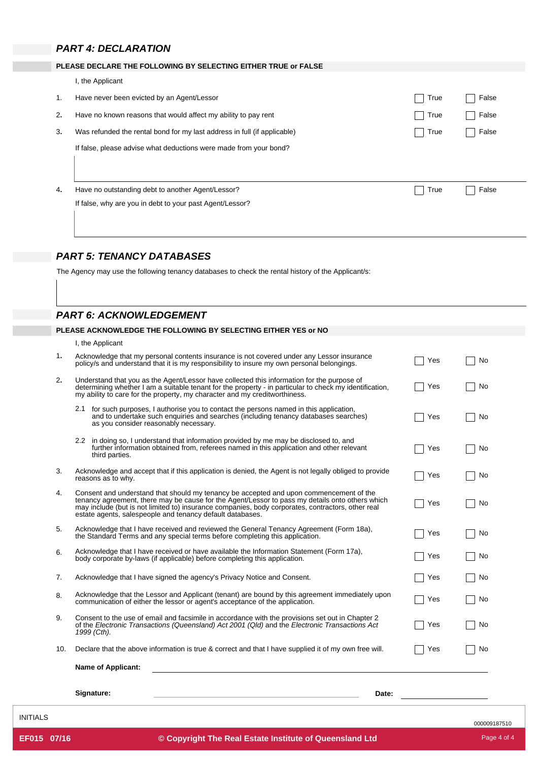## *PART 4: DECLARATION*

**PLEASE DECLARE THE FOLLOWING BY SELECTING EITHER TRUE or FALSE**

I, the Applicant

| | | | |
|---|---|---|---|
| 1. | Have never been evicted by an Agent/Lessor | ☐ True | ☐ False |
| 2. | Have no known reasons that would affect my ability to pay rent | ☐ True | ☐ False |
| 3. | Was refunded the rental bond for my last address in full (if applicable) | ☐ True | ☐ False |

If false, please advise what deductions were made from your bond?

| | | | |
|---|---|---|---|
| 4. | Have no outstanding debt to another Agent/Lessor? | ☐ True | ☐ False |

If false, why are you in debt to your past Agent/Lessor?

## *PART 5: TENANCY DATABASES*

The Agency may use the following tenancy databases to check the rental history of the Applicant/s:

## *PART 6: ACKNOWLEDGEMENT*

**PLEASE ACKNOWLEDGE THE FOLLOWING BY SELECTING EITHER YES or NO**

I, the Applicant

| | | | |
|---|---|---|---|
| 1. | Acknowledge that my personal contents insurance is not covered under any Lessor insurance policy/s and understand that it is my responsibility to insure my own personal belongings. | ☐ Yes | ☐ No |
| 2. | Understand that you as the Agent/Lessor have collected this information for the purpose of determining whether I am a suitable tenant for the property - in particular to check my identification, my ability to care for the property, my character and my creditworthiness. | ☐ Yes | ☐ No |
| 2.1 | for such purposes, I authorise you to contact the persons named in this application, and to undertake such enquiries and searches (including tenancy databases searches) as you consider reasonably necessary. | ☐ Yes | ☐ No |
| 2.2 | in doing so, I understand that information provided by me may be disclosed to, and further information obtained from, referees named in this application and other relevant third parties. | ☐ Yes | ☐ No |
| 3. | Acknowledge and accept that if this application is denied, the Agent is not legally obliged to provide reasons as to why. | ☐ Yes | ☐ No |
| 4. | Consent and understand that should my tenancy be accepted and upon commencement of the tenancy agreement, there may be cause for the Agent/Lessor to pass my details onto others which may include (but is not limited to) insurance companies, body corporates, contractors, other real estate agents, salespeople and tenancy default databases. | ☐ Yes | ☐ No |
| 5. | Acknowledge that I have received and reviewed the General Tenancy Agreement (Form 18a), the Standard Terms and any special terms before completing this application. | ☐ Yes | ☐ No |
| 6. | Acknowledge that I have received or have available the Information Statement (Form 17a), body corporate by-laws (if applicable) before completing this application. | ☐ Yes | ☐ No |
| 7. | Acknowledge that I have signed the agency's Privacy Notice and Consent. | ☐ Yes | ☐ No |
| 8. | Acknowledge that the Lessor and Applicant (tenant) are bound by this agreement immediately upon communication of either the lessor or agent's acceptance of the application. | ☐ Yes | ☐ No |
| 9. | Consent to the use of email and facsimile in accordance with the provisions set out in Chapter 2 of the *Electronic Transactions (Queensland) Act 2001 (Qld)* and the *Electronic Transactions Act 1999 (Cth).* | ☐ Yes | ☐ No |
| 10. | Declare that the above information is true & correct and that I have supplied it of my own free will. | ☐ Yes | ☐ No |

**Name of Applicant:** \_\_\_\_\_\_\_\_\_\_\_\_\_\_\_\_\_\_\_\_\_\_\_\_\_\_\_\_\_\_

**Signature:** \_\_\_\_\_\_\_\_\_\_\_\_\_\_\_\_\_\_\_\_\_\_\_\_\_\_\_\_\_\_ **Date:** \_\_\_\_\_\_\_\_\_\_\_\_\_\_

INITIALS

000009187510

EF015 07/16 © Copyright The Real Estate Institute of Queensland Ltd